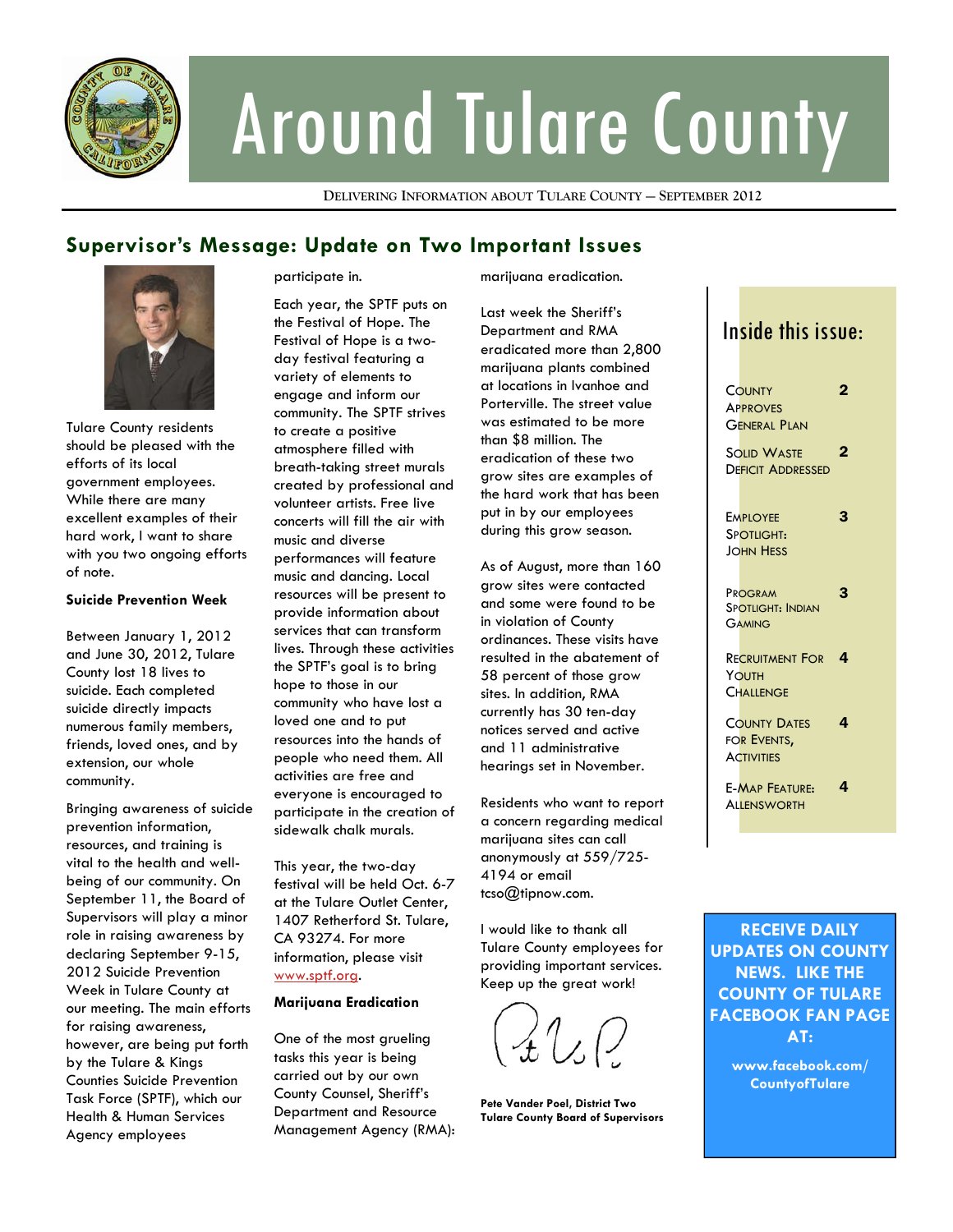# Around Tulare County

DELIVERING INFORMATION ABOUT TULARE COUNTY — SEPTEMBER 2012

## Supervisor's Message: Update on Two Important Issues

Tulare County residents should be pleased with the efforts of its local government employees. While there are many excellent examples of their hard work, I want to share with you two ongoing efforts of note.

**Suicide Prevention Week**

Between January 1, 2012 and June 30, 2012, Tulare County lost 18 lives to suicide. Each completed suicide directly impacts numerous family members, friends, loved ones, and by extension, our whole community.

Bringing awareness of suicide prevention information, resources, and training is vital to the health and well-being of our community. On September 11, the Board of Supervisors will play a minor role in raising awareness by declaring September 9-15, 2012 Suicide Prevention Week in Tulare County at our meeting. The main efforts for raising awareness, however, are being put forth by the Tulare & Kings Counties Suicide Prevention Task Force (SPTF), which our Health & Human Services Agency employees participate in.

Each year, the SPTF puts on the Festival of Hope. The Festival of Hope is a two-day festival featuring a variety of elements to engage and inform our community. The SPTF strives to create a positive atmosphere filled with breath-taking street murals created by professional and volunteer artists. Free live concerts will fill the air with music and diverse performances will feature music and dancing. Local resources will be present to provide information about services that can transform lives. Through these activities the SPTF's goal is to bring hope to those in our community who have lost a loved one and to put resources into the hands of people who need them. All activities are free and everyone is encouraged to participate in the creation of sidewalk chalk murals.

This year, the two-day festival will be held Oct. 6-7 at the Tulare Outlet Center, 1407 Retherford St. Tulare, CA 93274. For more information, please visit www.sptf.org.

**Marijuana Eradication**

One of the most grueling tasks this year is being carried out by our own County Counsel, Sheriff's Department and Resource Management Agency (RMA): marijuana eradication.

Last week the Sheriff's Department and RMA eradicated more than 2,800 marijuana plants combined at locations in Ivanhoe and Porterville. The street value was estimated to be more than $8 million. The eradication of these two grow sites are examples of the hard work that has been put in by our employees during this grow season.

As of August, more than 160 grow sites were contacted and some were found to be in violation of County ordinances. These visits have resulted in the abatement of 58 percent of those grow sites. In addition, RMA currently has 30 ten-day notices served and active and 11 administrative hearings set in November.

Residents who want to report a concern regarding medical marijuana sites can call anonymously at 559/725-4194 or email tcso@tipnow.com.

I would like to thank all Tulare County employees for providing important services. Keep up the great work!

**Pete Vander Poel, District Two**
**Tulare County Board of Supervisors**

### Inside this issue:

| | |
|---|---|
| County Approves General Plan | 2 |
| Solid Waste Deficit Addressed | 2 |
| Employee Spotlight: John Hess | 3 |
| Program Spotlight: Indian Gaming | 3 |
| Recruitment For Youth Challenge | 4 |
| County Dates for Events, Activities | 4 |
| E-Map Feature: Allensworth | 4 |

**RECEIVE DAILY UPDATES ON COUNTY NEWS. LIKE THE COUNTY OF TULARE FACEBOOK FAN PAGE AT:**

**www.facebook.com/CountyofTulare**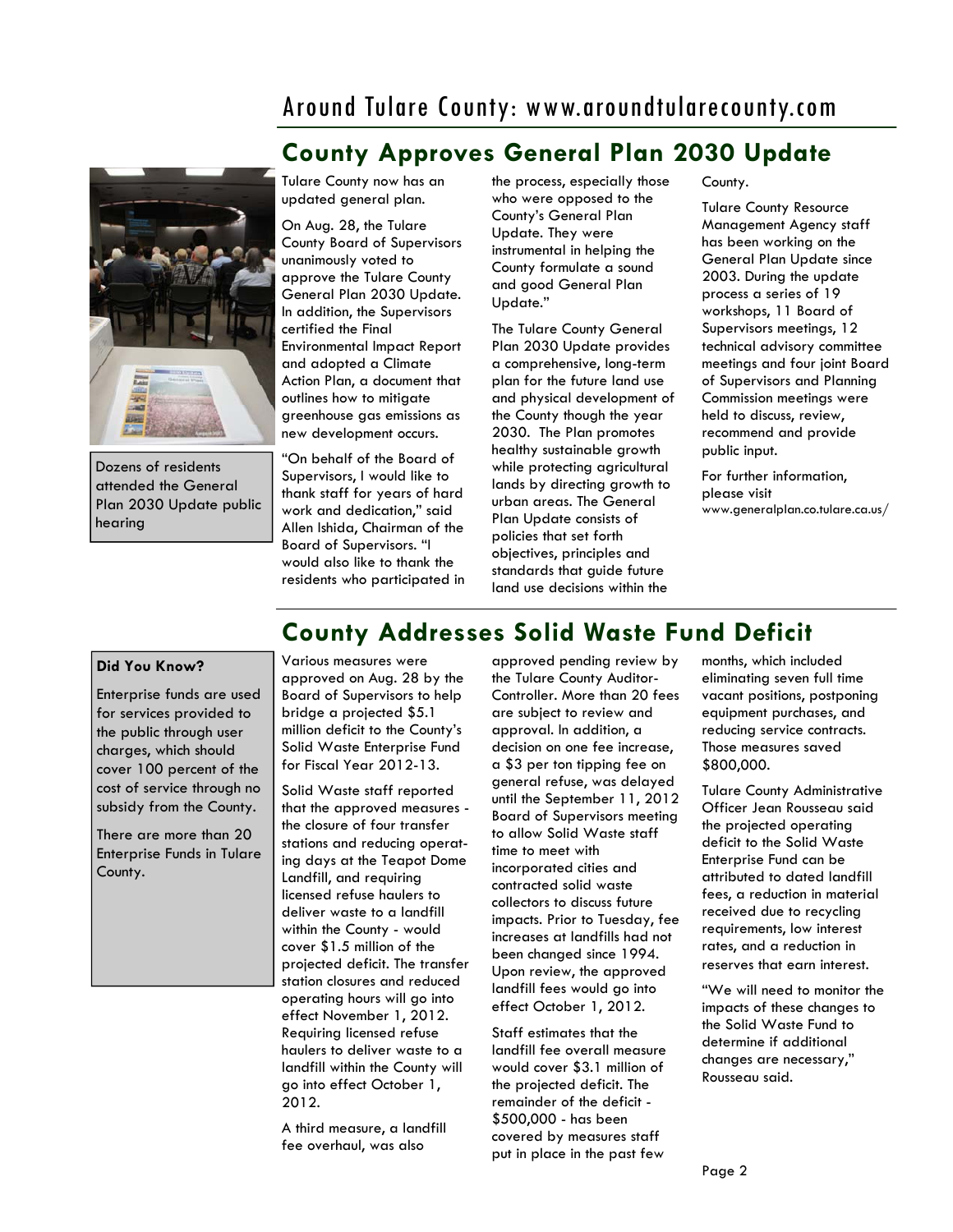## County Approves General Plan 2030 Update

Dozens of residents attended the General Plan 2030 Update public hearing

Tulare County now has an updated general plan.

On Aug. 28, the Tulare County Board of Supervisors unanimously voted to approve the Tulare County General Plan 2030 Update. In addition, the Supervisors certified the Final Environmental Impact Report and adopted a Climate Action Plan, a document that outlines how to mitigate greenhouse gas emissions as new development occurs.

"On behalf of the Board of Supervisors, I would like to thank staff for years of hard work and dedication," said Allen Ishida, Chairman of the Board of Supervisors. "I would also like to thank the residents who participated in the process, especially those who were opposed to the County's General Plan Update. They were instrumental in helping the County formulate a sound and good General Plan Update."

The Tulare County General Plan 2030 Update provides a comprehensive, long-term plan for the future land use and physical development of the County though the year 2030. The Plan promotes healthy sustainable growth while protecting agricultural lands by directing growth to urban areas. The General Plan Update consists of policies that set forth objectives, principles and standards that guide future land use decisions within the County.

Tulare County Resource Management Agency staff has been working on the General Plan Update since 2003. During the update process a series of 19 workshops, 11 Board of Supervisors meetings, 12 technical advisory committee meetings and four joint Board of Supervisors and Planning Commission meetings were held to discuss, review, recommend and provide public input.

For further information, please visit www.generalplan.co.tulare.ca.us/

## County Addresses Solid Waste Fund Deficit

**Did You Know?**

Enterprise funds are used for services provided to the public through user charges, which should cover 100 percent of the cost of service through no subsidy from the County.

There are more than 20 Enterprise Funds in Tulare County.

Various measures were approved on Aug. 28 by the Board of Supervisors to help bridge a projected $5.1 million deficit to the County's Solid Waste Enterprise Fund for Fiscal Year 2012-13.

Solid Waste staff reported that the approved measures - the closure of four transfer stations and reducing operating days at the Teapot Dome Landfill, and requiring licensed refuse haulers to deliver waste to a landfill within the County - would cover $1.5 million of the projected deficit. The transfer station closures and reduced operating hours will go into effect November 1, 2012. Requiring licensed refuse haulers to deliver waste to a landfill within the County will go into effect October 1, 2012.

A third measure, a landfill fee overhaul, was also approved pending review by the Tulare County Auditor-Controller. More than 20 fees are subject to review and approval. In addition, a decision on one fee increase, a $3 per ton tipping fee on general refuse, was delayed until the September 11, 2012 Board of Supervisors meeting to allow Solid Waste staff time to meet with incorporated cities and contracted solid waste collectors to discuss future impacts. Prior to Tuesday, fee increases at landfills had not been changed since 1994. Upon review, the approved landfill fees would go into effect October 1, 2012.

Staff estimates that the landfill fee overall measure would cover $3.1 million of the projected deficit. The remainder of the deficit - $500,000 - has been covered by measures staff put in place in the past few months, which included eliminating seven full time vacant positions, postponing equipment purchases, and reducing service contracts. Those measures saved $800,000.

Tulare County Administrative Officer Jean Rousseau said the projected operating deficit to the Solid Waste Enterprise Fund can be attributed to dated landfill fees, a reduction in material received due to recycling requirements, low interest rates, and a reduction in reserves that earn interest.

"We will need to monitor the impacts of these changes to the Solid Waste Fund to determine if additional changes are necessary," Rousseau said.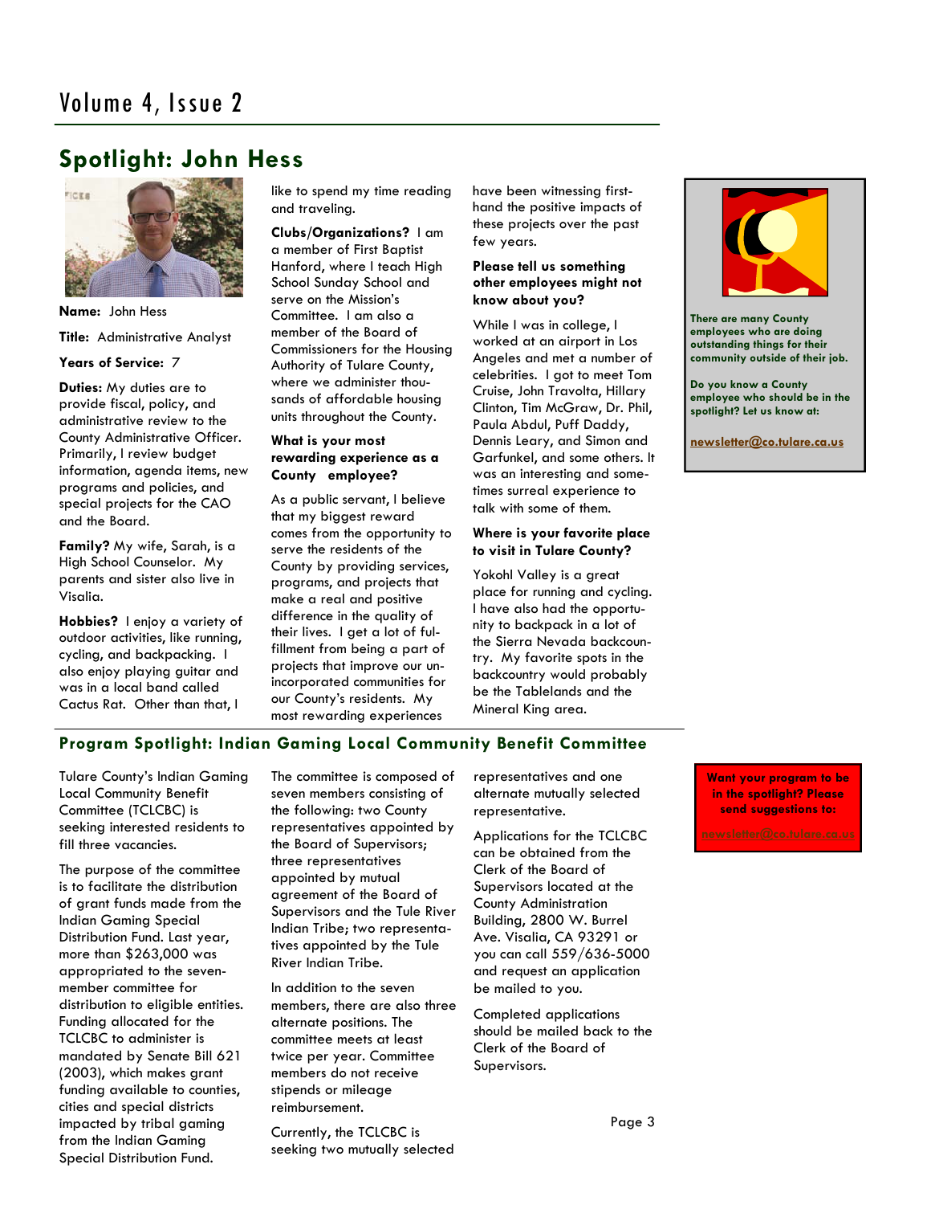## Spotlight: John Hess

**Name:** John Hess

**Title:** Administrative Analyst

**Years of Service:** *7*

**Duties:** My duties are to provide fiscal, policy, and administrative review to the County Administrative Officer. Primarily, I review budget information, agenda items, new programs and policies, and special projects for the CAO and the Board.

**Family?** My wife, Sarah, is a High School Counselor. My parents and sister also live in Visalia.

**Hobbies?** I enjoy a variety of outdoor activities, like running, cycling, and backpacking. I also enjoy playing guitar and was in a local band called Cactus Rat. Other than that, I like to spend my time reading and traveling.

**Clubs/Organizations?** I am a member of First Baptist Hanford, where I teach High School Sunday School and serve on the Mission's Committee. I am also a member of the Board of Commissioners for the Housing Authority of Tulare County, where we administer thousands of affordable housing units throughout the County.

**What is your most rewarding experience as a County employee?**

As a public servant, I believe that my biggest reward comes from the opportunity to serve the residents of the County by providing services, programs, and projects that make a real and positive difference in the quality of their lives. I get a lot of fulfillment from being a part of projects that improve our unincorporated communities for our County's residents. My most rewarding experiences have been witnessing first-hand the positive impacts of these projects over the past few years.

**Please tell us something other employees might not know about you?**

While I was in college, I worked at an airport in Los Angeles and met a number of celebrities. I got to meet Tom Cruise, John Travolta, Hillary Clinton, Tim McGraw, Dr. Phil, Paula Abdul, Puff Daddy, Dennis Leary, and Simon and Garfunkel, and some others. It was an interesting and sometimes surreal experience to talk with some of them.

**Where is your favorite place to visit in Tulare County?**

Yokohl Valley is a great place for running and cycling. I have also had the opportunity to backpack in a lot of the Sierra Nevada backcountry. My favorite spots in the backcountry would probably be the Tablelands and the Mineral King area.

**There are many County employees who are doing outstanding things for their community outside of their job.**

**Do you know a County employee who should be in the spotlight? Let us know at:**

**newsletter@co.tulare.ca.us**

## Program Spotlight: Indian Gaming Local Community Benefit Committee

Tulare County's Indian Gaming Local Community Benefit Committee (TCLCBC) is seeking interested residents to fill three vacancies.

The purpose of the committee is to facilitate the distribution of grant funds made from the Indian Gaming Special Distribution Fund. Last year, more than $263,000 was appropriated to the seven-member committee for distribution to eligible entities. Funding allocated for the TCLCBC to administer is mandated by Senate Bill 621 (2003), which makes grant funding available to counties, cities and special districts impacted by tribal gaming from the Indian Gaming Special Distribution Fund.

The committee is composed of seven members consisting of the following: two County representatives appointed by the Board of Supervisors; three representatives appointed by mutual agreement of the Board of Supervisors and the Tule River Indian Tribe; two representatives appointed by the Tule River Indian Tribe.

In addition to the seven members, there are also three alternate positions. The committee meets at least twice per year. Committee members do not receive stipends or mileage reimbursement.

Currently, the TCLCBC is seeking two mutually selected representatives and one alternate mutually selected representative.

Applications for the TCLCBC can be obtained from the Clerk of the Board of Supervisors located at the County Administration Building, 2800 W. Burrel Ave. Visalia, CA 93291 or you can call 559/636-5000 and request an application be mailed to you.

Completed applications should be mailed back to the Clerk of the Board of Supervisors.

**Want your program to be in the spotlight? Please send suggestions to:**

newsletter@co.tulare.ca.us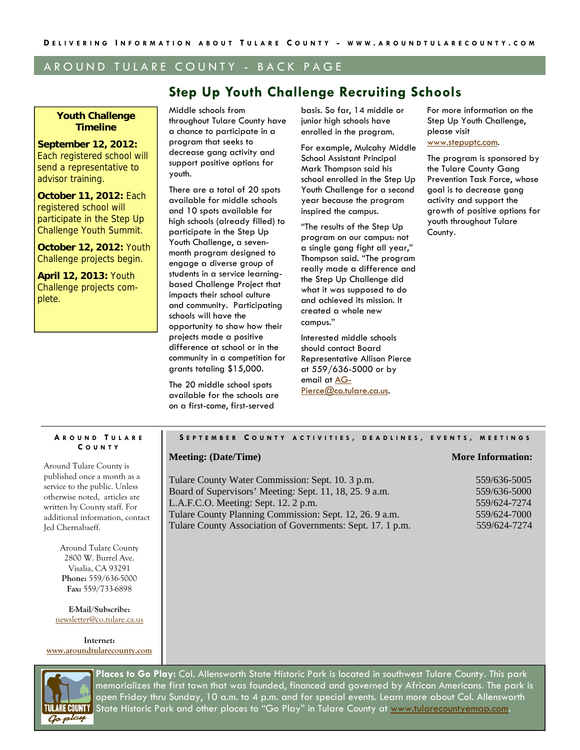## AROUND TULARE COUNTY - BACK PAGE

# Step Up Youth Challenge Recruiting Schools

**Youth Challenge Timeline**

**September 12, 2012:** Each registered school will send a representative to advisor training.

**October 11, 2012:** Each registered school will participate in the Step Up Challenge Youth Summit.

**October 12, 2012:** Youth Challenge projects begin.

**April 12, 2013:** Youth Challenge projects complete.

Middle schools from throughout Tulare County have a chance to participate in a program that seeks to decrease gang activity and support positive options for youth.

There are a total of 20 spots available for middle schools and 10 spots available for high schools (already filled) to participate in the Step Up Youth Challenge, a seven-month program designed to engage a diverse group of students in a service learning-based Challenge Project that impacts their school culture and community. Participating schools will have the opportunity to show how their projects made a positive difference at school or in the community in a competition for grants totaling $15,000.

The 20 middle school spots available for the schools are on a first-come, first-served basis. So far, 14 middle or junior high schools have enrolled in the program.

For example, Mulcahy Middle School Assistant Principal Mark Thompson said his school enrolled in the Step Up Youth Challenge for a second year because the program inspired the campus.

"The results of the Step Up program on our campus: not a single gang fight all year," Thompson said. "The program really made a difference and the Step Up Challenge did what it was supposed to do and achieved its mission. It created a whole new campus."

Interested middle schools should contact Board Representative Allison Pierce at 559/636-5000 or by email at AG-Pierce@co.tulare.ca.us.

For more information on the Step Up Youth Challenge, please visit www.stepuptc.com.

The program is sponsored by the Tulare County Gang Prevention Task Force, whose goal is to decrease gang activity and support the growth of positive options for youth throughout Tulare County.

---

**AROUND TULARE COUNTY**

Around Tulare County is published once a month as a service to the public. Unless otherwise noted, articles are written by County staff. For additional information, contact Jed Chernabaeff.

Around Tulare County
2800 W. Burrel Ave.
Visalia, CA 93291
**Phone:** 559/636-5000
**Fax:** 559/733-6898

**E-Mail/Subscribe:**
newsletter@co.tulare.ca.us

**Internet:**
www.aroundtularecounty.com

---

**SEPTEMBER COUNTY ACTIVITIES, DEADLINES, EVENTS, MEETINGS**

| Meeting: (Date/Time) | More Information: |
|---|---|
| Tulare County Water Commission: Sept. 10. 3 p.m. | 559/636-5005 |
| Board of Supervisors' Meeting: Sept. 11, 18, 25. 9 a.m. | 559/636-5000 |
| L.A.F.C.O. Meeting: Sept. 12. 2 p.m. | 559/624-7274 |
| Tulare County Planning Commission: Sept. 12, 26. 9 a.m. | 559/624-7000 |
| Tulare County Association of Governments: Sept. 17. 1 p.m. | 559/624-7274 |

---

**Places to Go Play:** Col. Allensworth State Historic Park is located in southwest Tulare County. This park memorializes the first town that was founded, financed and governed by African Americans. The park is open Friday thru Sunday, 10 a.m. to 4 p.m. and for special events. Learn more about Col. Allensworth State Historic Park and other places to "Go Play" in Tulare County at www.tularecountyemap.com.